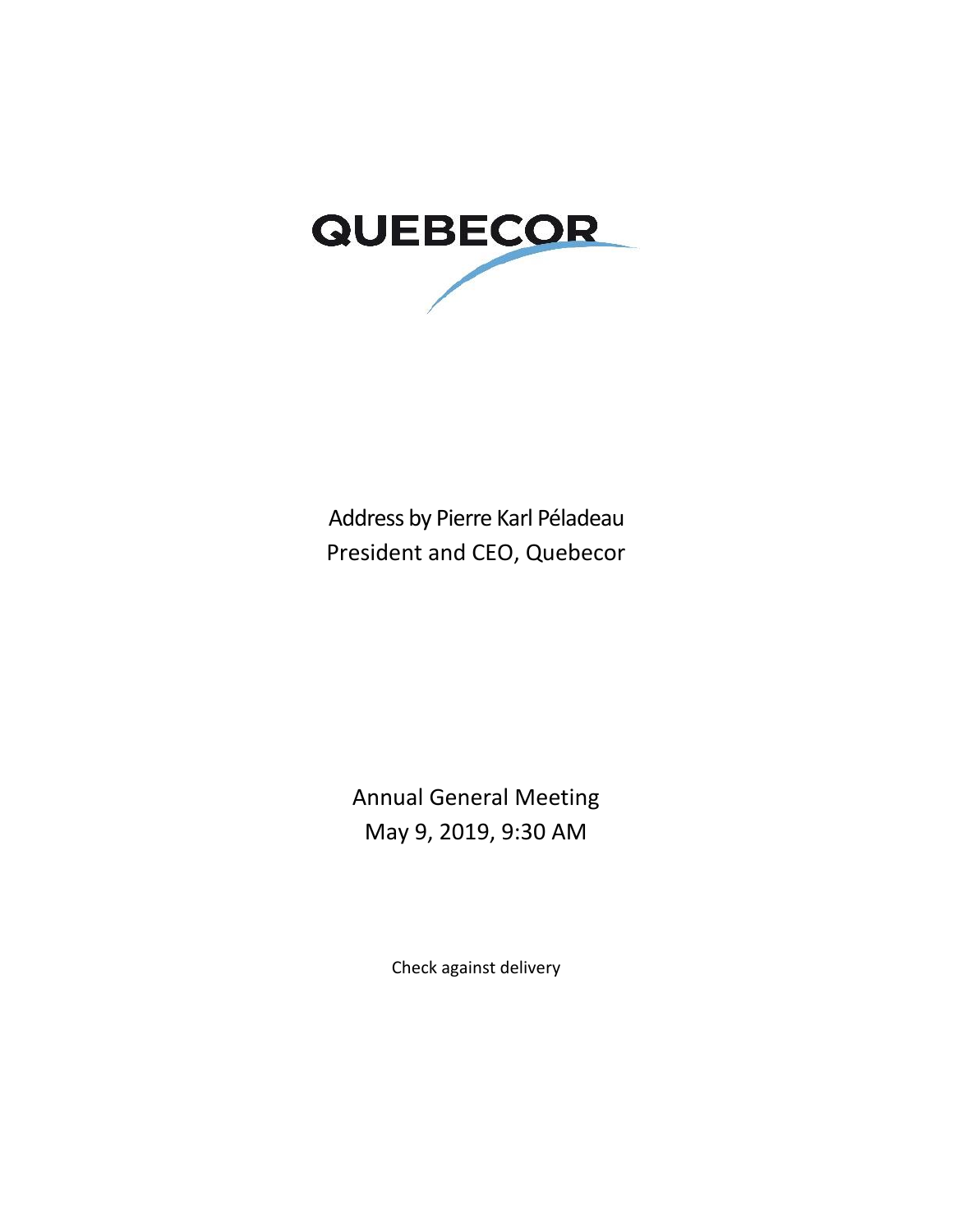QUEBECOR

Address by Pierre Karl Péladeau
President and CEO, Quebecor

Annual General Meeting
May 9, 2019, 9:30 AM

Check against delivery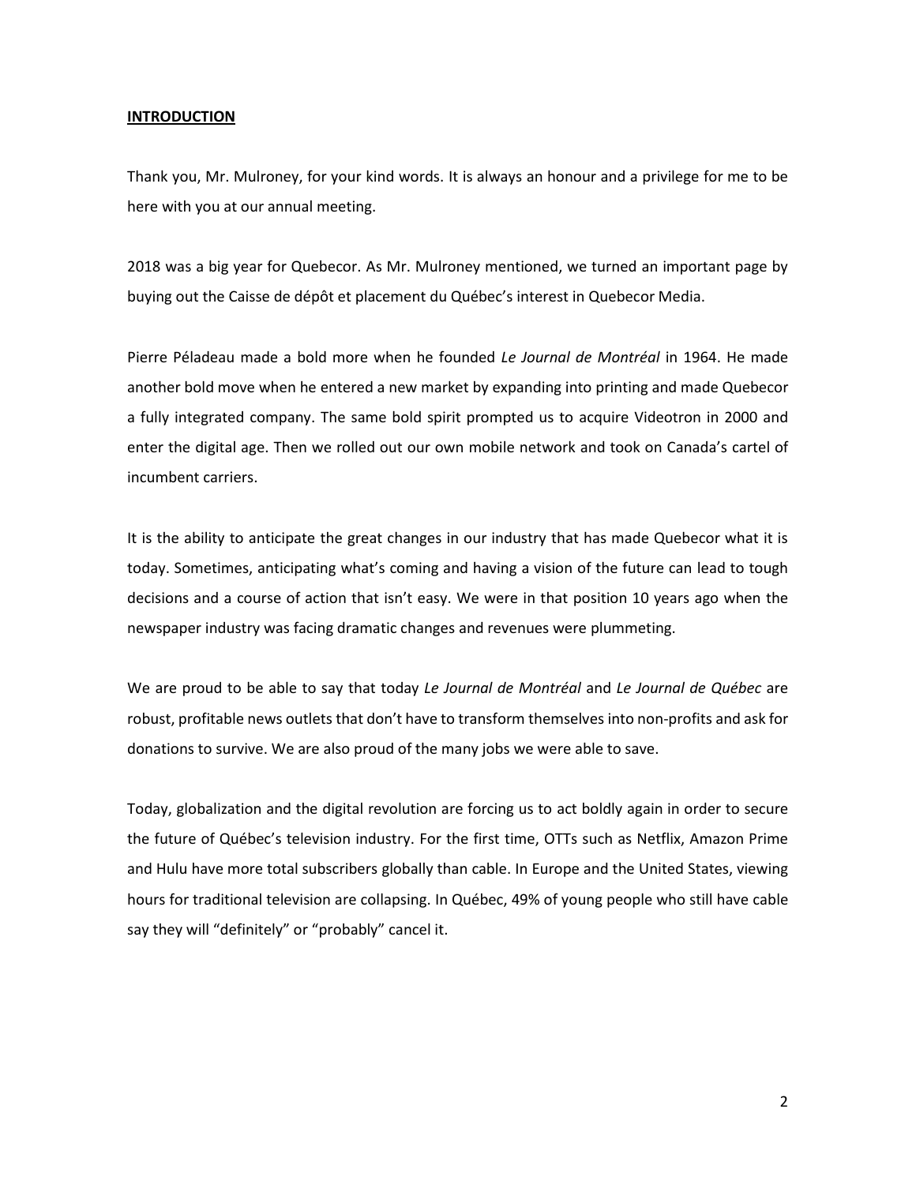**INTRODUCTION**

Thank you, Mr. Mulroney, for your kind words. It is always an honour and a privilege for me to be here with you at our annual meeting.

2018 was a big year for Quebecor. As Mr. Mulroney mentioned, we turned an important page by buying out the Caisse de dépôt et placement du Québec's interest in Quebecor Media.

Pierre Péladeau made a bold more when he founded *Le Journal de Montréal* in 1964. He made another bold move when he entered a new market by expanding into printing and made Quebecor a fully integrated company. The same bold spirit prompted us to acquire Videotron in 2000 and enter the digital age. Then we rolled out our own mobile network and took on Canada's cartel of incumbent carriers.

It is the ability to anticipate the great changes in our industry that has made Quebecor what it is today. Sometimes, anticipating what's coming and having a vision of the future can lead to tough decisions and a course of action that isn't easy. We were in that position 10 years ago when the newspaper industry was facing dramatic changes and revenues were plummeting.

We are proud to be able to say that today *Le Journal de Montréal* and *Le Journal de Québec* are robust, profitable news outlets that don't have to transform themselves into non-profits and ask for donations to survive. We are also proud of the many jobs we were able to save.

Today, globalization and the digital revolution are forcing us to act boldly again in order to secure the future of Québec's television industry. For the first time, OTTs such as Netflix, Amazon Prime and Hulu have more total subscribers globally than cable. In Europe and the United States, viewing hours for traditional television are collapsing. In Québec, 49% of young people who still have cable say they will "definitely" or "probably" cancel it.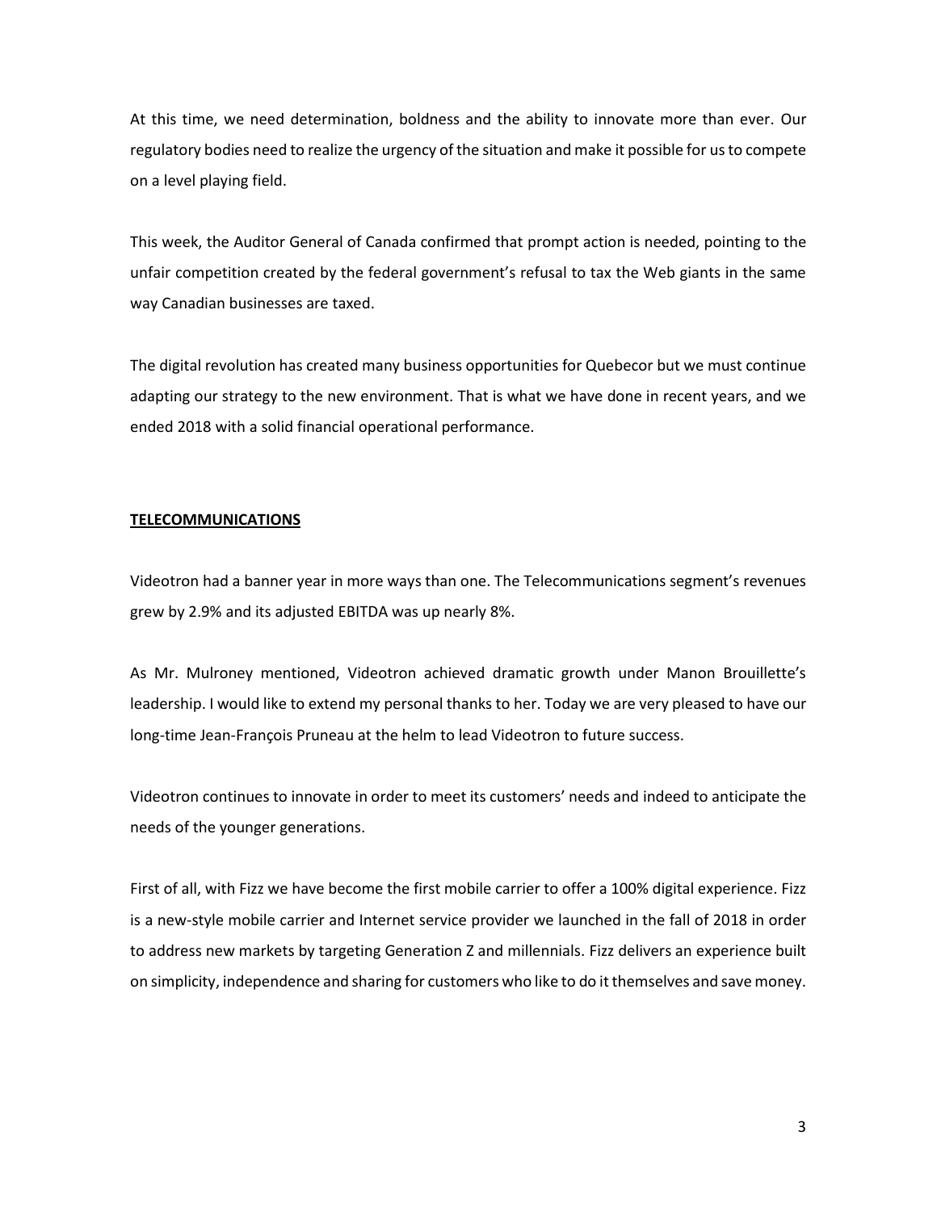At this time, we need determination, boldness and the ability to innovate more than ever. Our regulatory bodies need to realize the urgency of the situation and make it possible for us to compete on a level playing field.

This week, the Auditor General of Canada confirmed that prompt action is needed, pointing to the unfair competition created by the federal government's refusal to tax the Web giants in the same way Canadian businesses are taxed.

The digital revolution has created many business opportunities for Quebecor but we must continue adapting our strategy to the new environment. That is what we have done in recent years, and we ended 2018 with a solid financial operational performance.

**TELECOMMUNICATIONS**

Videotron had a banner year in more ways than one. The Telecommunications segment's revenues grew by 2.9% and its adjusted EBITDA was up nearly 8%.

As Mr. Mulroney mentioned, Videotron achieved dramatic growth under Manon Brouillette's leadership. I would like to extend my personal thanks to her. Today we are very pleased to have our long-time Jean-François Pruneau at the helm to lead Videotron to future success.

Videotron continues to innovate in order to meet its customers' needs and indeed to anticipate the needs of the younger generations.

First of all, with Fizz we have become the first mobile carrier to offer a 100% digital experience. Fizz is a new-style mobile carrier and Internet service provider we launched in the fall of 2018 in order to address new markets by targeting Generation Z and millennials. Fizz delivers an experience built on simplicity, independence and sharing for customers who like to do it themselves and save money.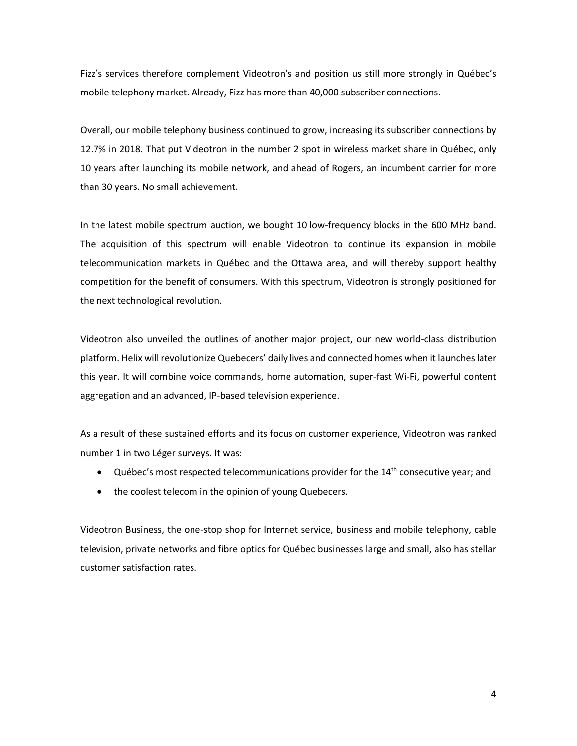Fizz's services therefore complement Videotron's and position us still more strongly in Québec's mobile telephony market. Already, Fizz has more than 40,000 subscriber connections.

Overall, our mobile telephony business continued to grow, increasing its subscriber connections by 12.7% in 2018. That put Videotron in the number 2 spot in wireless market share in Québec, only 10 years after launching its mobile network, and ahead of Rogers, an incumbent carrier for more than 30 years. No small achievement.

In the latest mobile spectrum auction, we bought 10 low-frequency blocks in the 600 MHz band. The acquisition of this spectrum will enable Videotron to continue its expansion in mobile telecommunication markets in Québec and the Ottawa area, and will thereby support healthy competition for the benefit of consumers. With this spectrum, Videotron is strongly positioned for the next technological revolution.

Videotron also unveiled the outlines of another major project, our new world-class distribution platform. Helix will revolutionize Quebecers' daily lives and connected homes when it launches later this year. It will combine voice commands, home automation, super-fast Wi-Fi, powerful content aggregation and an advanced, IP-based television experience.

As a result of these sustained efforts and its focus on customer experience, Videotron was ranked number 1 in two Léger surveys. It was:

- Québec's most respected telecommunications provider for the 14th consecutive year; and
- the coolest telecom in the opinion of young Quebecers.

Videotron Business, the one-stop shop for Internet service, business and mobile telephony, cable television, private networks and fibre optics for Québec businesses large and small, also has stellar customer satisfaction rates.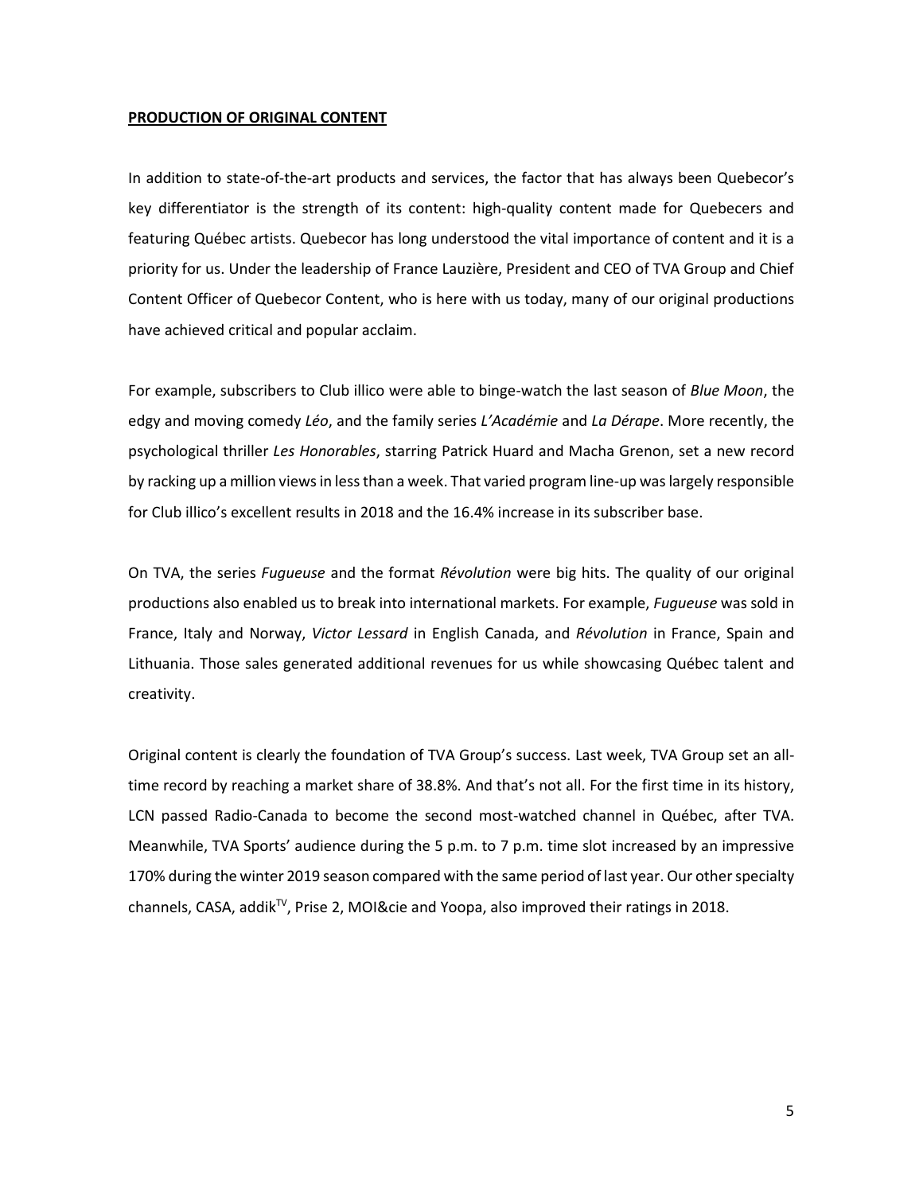**PRODUCTION OF ORIGINAL CONTENT**

In addition to state-of-the-art products and services, the factor that has always been Quebecor's key differentiator is the strength of its content: high-quality content made for Quebecers and featuring Québec artists. Quebecor has long understood the vital importance of content and it is a priority for us. Under the leadership of France Lauzière, President and CEO of TVA Group and Chief Content Officer of Quebecor Content, who is here with us today, many of our original productions have achieved critical and popular acclaim.

For example, subscribers to Club illico were able to binge-watch the last season of *Blue Moon*, the edgy and moving comedy *Léo*, and the family series *L'Académie* and *La Dérape*. More recently, the psychological thriller *Les Honorables*, starring Patrick Huard and Macha Grenon, set a new record by racking up a million views in less than a week. That varied program line-up was largely responsible for Club illico's excellent results in 2018 and the 16.4% increase in its subscriber base.

On TVA, the series *Fugueuse* and the format *Révolution* were big hits. The quality of our original productions also enabled us to break into international markets. For example, *Fugueuse* was sold in France, Italy and Norway, *Victor Lessard* in English Canada, and *Révolution* in France, Spain and Lithuania. Those sales generated additional revenues for us while showcasing Québec talent and creativity.

Original content is clearly the foundation of TVA Group's success. Last week, TVA Group set an all-time record by reaching a market share of 38.8%. And that's not all. For the first time in its history, LCN passed Radio-Canada to become the second most-watched channel in Québec, after TVA. Meanwhile, TVA Sports' audience during the 5 p.m. to 7 p.m. time slot increased by an impressive 170% during the winter 2019 season compared with the same period of last year. Our other specialty channels, CASA, addik$^{TV}$, Prise 2, MOI&cie and Yoopa, also improved their ratings in 2018.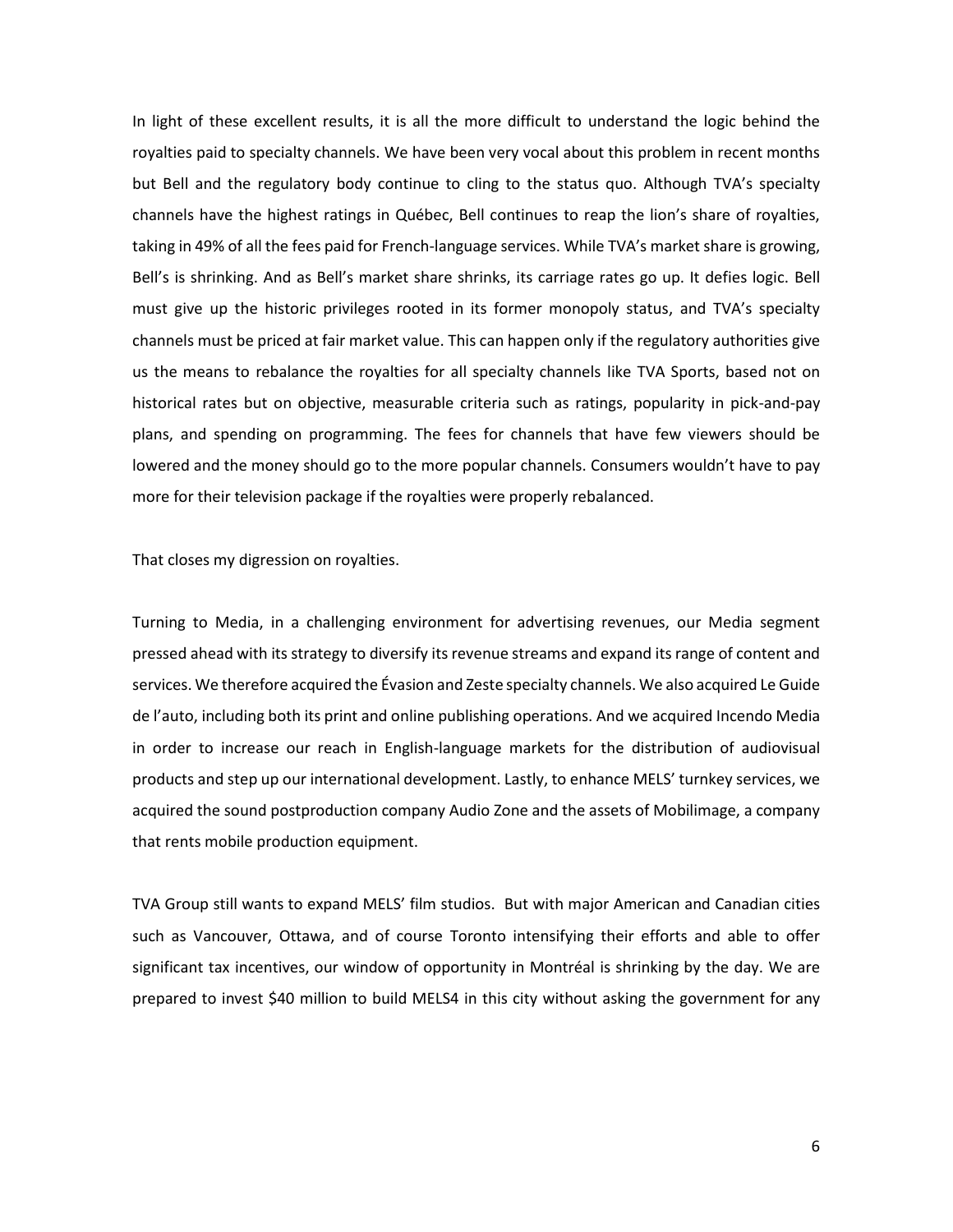In light of these excellent results, it is all the more difficult to understand the logic behind the royalties paid to specialty channels. We have been very vocal about this problem in recent months but Bell and the regulatory body continue to cling to the status quo. Although TVA's specialty channels have the highest ratings in Québec, Bell continues to reap the lion's share of royalties, taking in 49% of all the fees paid for French-language services. While TVA's market share is growing, Bell's is shrinking. And as Bell's market share shrinks, its carriage rates go up. It defies logic. Bell must give up the historic privileges rooted in its former monopoly status, and TVA's specialty channels must be priced at fair market value. This can happen only if the regulatory authorities give us the means to rebalance the royalties for all specialty channels like TVA Sports, based not on historical rates but on objective, measurable criteria such as ratings, popularity in pick-and-pay plans, and spending on programming. The fees for channels that have few viewers should be lowered and the money should go to the more popular channels. Consumers wouldn't have to pay more for their television package if the royalties were properly rebalanced.

That closes my digression on royalties.

Turning to Media, in a challenging environment for advertising revenues, our Media segment pressed ahead with its strategy to diversify its revenue streams and expand its range of content and services. We therefore acquired the Évasion and Zeste specialty channels. We also acquired Le Guide de l'auto, including both its print and online publishing operations. And we acquired Incendo Media in order to increase our reach in English-language markets for the distribution of audiovisual products and step up our international development. Lastly, to enhance MELS' turnkey services, we acquired the sound postproduction company Audio Zone and the assets of Mobilimage, a company that rents mobile production equipment.

TVA Group still wants to expand MELS' film studios. But with major American and Canadian cities such as Vancouver, Ottawa, and of course Toronto intensifying their efforts and able to offer significant tax incentives, our window of opportunity in Montréal is shrinking by the day. We are prepared to invest $40 million to build MELS4 in this city without asking the government for any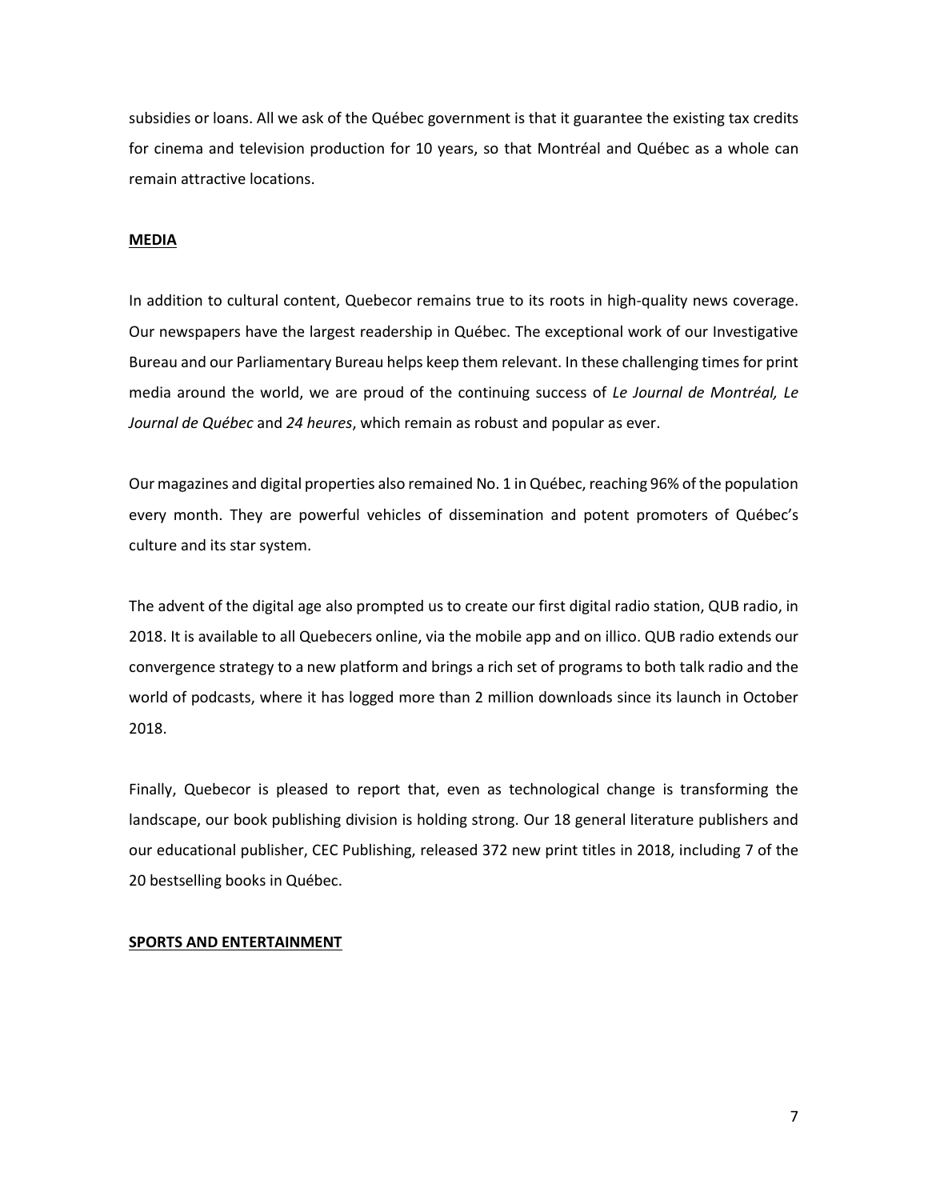subsidies or loans. All we ask of the Québec government is that it guarantee the existing tax credits for cinema and television production for 10 years, so that Montréal and Québec as a whole can remain attractive locations.

## MEDIA

In addition to cultural content, Quebecor remains true to its roots in high-quality news coverage. Our newspapers have the largest readership in Québec. The exceptional work of our Investigative Bureau and our Parliamentary Bureau helps keep them relevant. In these challenging times for print media around the world, we are proud of the continuing success of *Le Journal de Montréal, Le Journal de Québec* and *24 heures*, which remain as robust and popular as ever.

Our magazines and digital properties also remained No. 1 in Québec, reaching 96% of the population every month. They are powerful vehicles of dissemination and potent promoters of Québec's culture and its star system.

The advent of the digital age also prompted us to create our first digital radio station, QUB radio, in 2018. It is available to all Quebecers online, via the mobile app and on illico. QUB radio extends our convergence strategy to a new platform and brings a rich set of programs to both talk radio and the world of podcasts, where it has logged more than 2 million downloads since its launch in October 2018.

Finally, Quebecor is pleased to report that, even as technological change is transforming the landscape, our book publishing division is holding strong. Our 18 general literature publishers and our educational publisher, CEC Publishing, released 372 new print titles in 2018, including 7 of the 20 bestselling books in Québec.

## SPORTS AND ENTERTAINMENT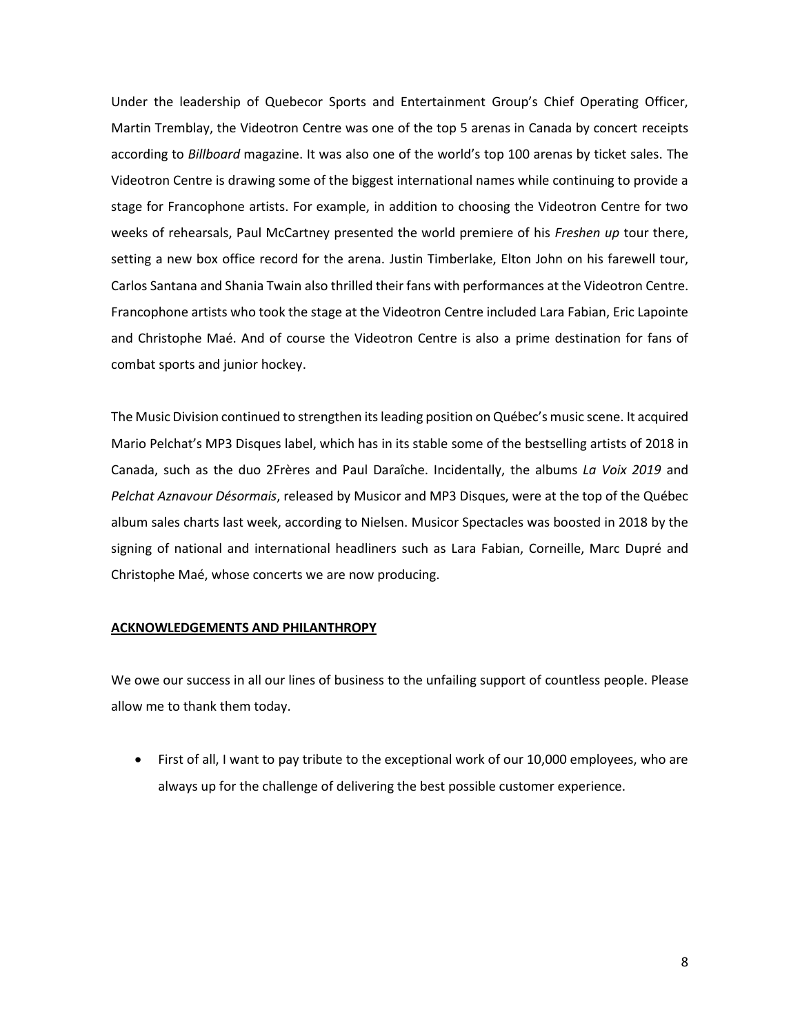Under the leadership of Quebecor Sports and Entertainment Group's Chief Operating Officer, Martin Tremblay, the Videotron Centre was one of the top 5 arenas in Canada by concert receipts according to *Billboard* magazine. It was also one of the world's top 100 arenas by ticket sales. The Videotron Centre is drawing some of the biggest international names while continuing to provide a stage for Francophone artists. For example, in addition to choosing the Videotron Centre for two weeks of rehearsals, Paul McCartney presented the world premiere of his *Freshen up* tour there, setting a new box office record for the arena. Justin Timberlake, Elton John on his farewell tour, Carlos Santana and Shania Twain also thrilled their fans with performances at the Videotron Centre. Francophone artists who took the stage at the Videotron Centre included Lara Fabian, Eric Lapointe and Christophe Maé. And of course the Videotron Centre is also a prime destination for fans of combat sports and junior hockey.

The Music Division continued to strengthen its leading position on Québec's music scene. It acquired Mario Pelchat's MP3 Disques label, which has in its stable some of the bestselling artists of 2018 in Canada, such as the duo 2Frères and Paul Daraîche. Incidentally, the albums *La Voix 2019* and *Pelchat Aznavour Désormais*, released by Musicor and MP3 Disques, were at the top of the Québec album sales charts last week, according to Nielsen. Musicor Spectacles was boosted in 2018 by the signing of national and international headliners such as Lara Fabian, Corneille, Marc Dupré and Christophe Maé, whose concerts we are now producing.

## ACKNOWLEDGEMENTS AND PHILANTHROPY

We owe our success in all our lines of business to the unfailing support of countless people. Please allow me to thank them today.

- First of all, I want to pay tribute to the exceptional work of our 10,000 employees, who are always up for the challenge of delivering the best possible customer experience.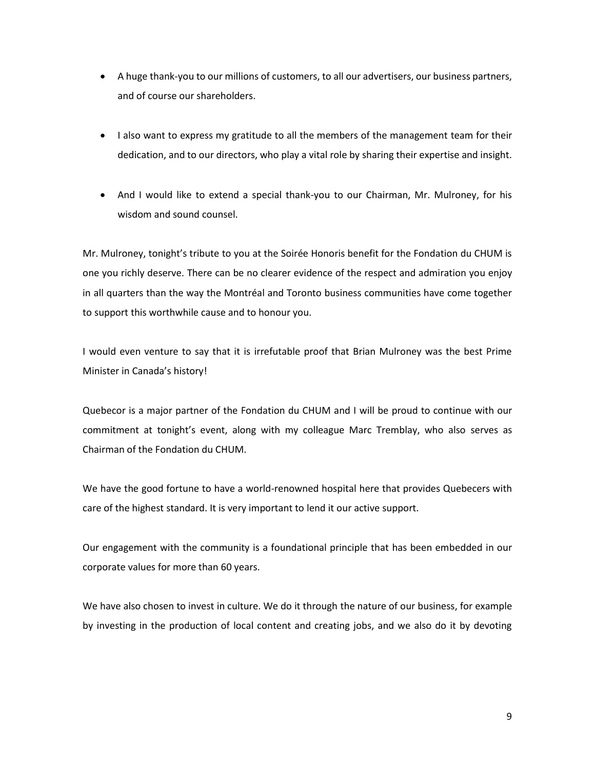- A huge thank-you to our millions of customers, to all our advertisers, our business partners, and of course our shareholders.
- I also want to express my gratitude to all the members of the management team for their dedication, and to our directors, who play a vital role by sharing their expertise and insight.
- And I would like to extend a special thank-you to our Chairman, Mr. Mulroney, for his wisdom and sound counsel.

Mr. Mulroney, tonight's tribute to you at the Soirée Honoris benefit for the Fondation du CHUM is one you richly deserve. There can be no clearer evidence of the respect and admiration you enjoy in all quarters than the way the Montréal and Toronto business communities have come together to support this worthwhile cause and to honour you.

I would even venture to say that it is irrefutable proof that Brian Mulroney was the best Prime Minister in Canada's history!

Quebecor is a major partner of the Fondation du CHUM and I will be proud to continue with our commitment at tonight's event, along with my colleague Marc Tremblay, who also serves as Chairman of the Fondation du CHUM.

We have the good fortune to have a world-renowned hospital here that provides Quebecers with care of the highest standard. It is very important to lend it our active support.

Our engagement with the community is a foundational principle that has been embedded in our corporate values for more than 60 years.

We have also chosen to invest in culture. We do it through the nature of our business, for example by investing in the production of local content and creating jobs, and we also do it by devoting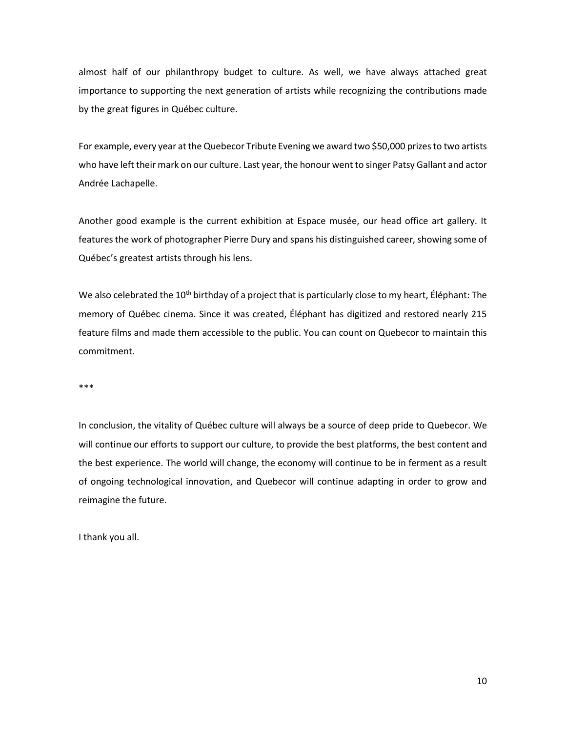almost half of our philanthropy budget to culture. As well, we have always attached great importance to supporting the next generation of artists while recognizing the contributions made by the great figures in Québec culture.

For example, every year at the Quebecor Tribute Evening we award two $50,000 prizes to two artists who have left their mark on our culture. Last year, the honour went to singer Patsy Gallant and actor Andrée Lachapelle.

Another good example is the current exhibition at Espace musée, our head office art gallery. It features the work of photographer Pierre Dury and spans his distinguished career, showing some of Québec's greatest artists through his lens.

We also celebrated the 10th birthday of a project that is particularly close to my heart, Éléphant: The memory of Québec cinema. Since it was created, Éléphant has digitized and restored nearly 215 feature films and made them accessible to the public. You can count on Quebecor to maintain this commitment.

***

In conclusion, the vitality of Québec culture will always be a source of deep pride to Quebecor. We will continue our efforts to support our culture, to provide the best platforms, the best content and the best experience. The world will change, the economy will continue to be in ferment as a result of ongoing technological innovation, and Quebecor will continue adapting in order to grow and reimagine the future.

I thank you all.